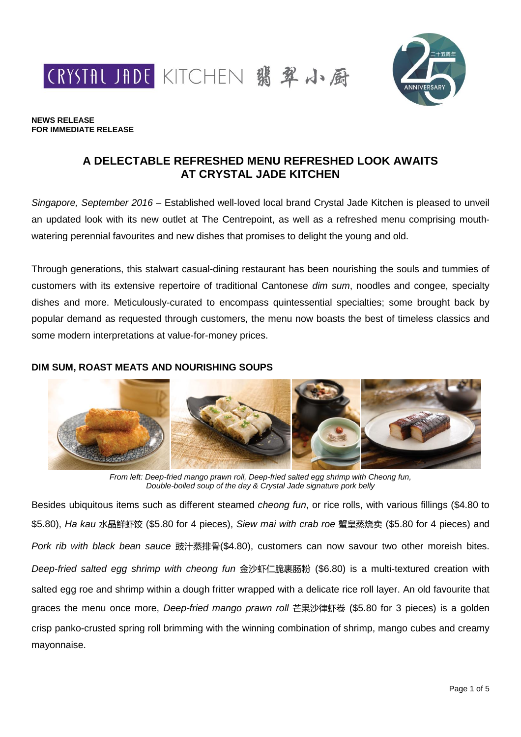**NEWS RELEASE**
**FOR IMMEDIATE RELEASE**

# A DELECTABLE REFRESHED MENU REFRESHED LOOK AWAITS AT CRYSTAL JADE KITCHEN

*Singapore, September 2016* – Established well-loved local brand Crystal Jade Kitchen is pleased to unveil an updated look with its new outlet at The Centrepoint, as well as a refreshed menu comprising mouth-watering perennial favourites and new dishes that promises to delight the young and old.

Through generations, this stalwart casual-dining restaurant has been nourishing the souls and tummies of customers with its extensive repertoire of traditional Cantonese *dim sum*, noodles and congee, specialty dishes and more. Meticulously-curated to encompass quintessential specialties; some brought back by popular demand as requested through customers, the menu now boasts the best of timeless classics and some modern interpretations at value-for-money prices.

## DIM SUM, ROAST MEATS AND NOURISHING SOUPS

*From left: Deep-fried mango prawn roll, Deep-fried salted egg shrimp with Cheong fun, Double-boiled soup of the day & Crystal Jade signature pork belly*

Besides ubiquitous items such as different steamed *cheong fun*, or rice rolls, with various fillings ($4.80 to $5.80), *Ha kau* 水晶鲜虾饺 ($5.80 for 4 pieces), *Siew mai with crab roe* 蟹皇蒸烧卖 ($5.80 for 4 pieces) and *Pork rib with black bean sauce* 豉汁蒸排骨($4.80), customers can now savour two other moreish bites. *Deep-fried salted egg shrimp with cheong fun* 金沙虾仁脆裹肠粉 ($6.80) is a multi-textured creation with salted egg roe and shrimp within a dough fritter wrapped with a delicate rice roll layer. An old favourite that graces the menu once more, *Deep-fried mango prawn roll* 芒果沙律虾卷 ($5.80 for 3 pieces) is a golden crisp panko-crusted spring roll brimming with the winning combination of shrimp, mango cubes and creamy mayonnaise.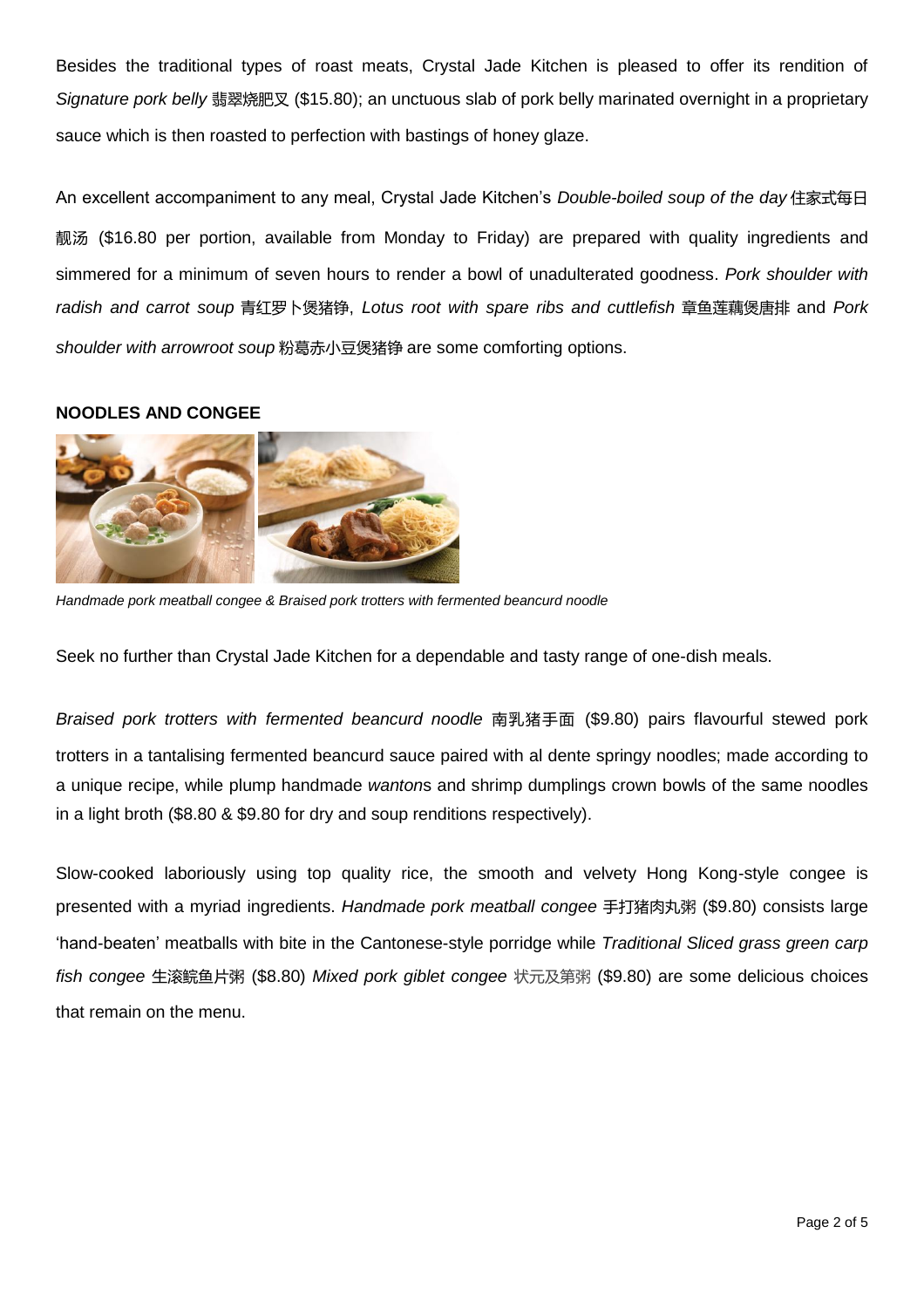Besides the traditional types of roast meats, Crystal Jade Kitchen is pleased to offer its rendition of *Signature pork belly* 翡翠烧肥叉 ($15.80); an unctuous slab of pork belly marinated overnight in a proprietary sauce which is then roasted to perfection with bastings of honey glaze.

An excellent accompaniment to any meal, Crystal Jade Kitchen's *Double-boiled soup of the day* 住家式每日靓汤 ($16.80 per portion, available from Monday to Friday) are prepared with quality ingredients and simmered for a minimum of seven hours to render a bowl of unadulterated goodness. *Pork shoulder with radish and carrot soup* 青红罗卜煲猪铮, *Lotus root with spare ribs and cuttlefish* 章鱼莲藕煲唐排 and *Pork shoulder with arrowroot soup* 粉葛赤小豆煲猪铮 are some comforting options.

**NOODLES AND CONGEE**

*Handmade pork meatball congee & Braised pork trotters with fermented beancurd noodle*

Seek no further than Crystal Jade Kitchen for a dependable and tasty range of one-dish meals.

*Braised pork trotters with fermented beancurd noodle* 南乳猪手面 ($9.80) pairs flavourful stewed pork trotters in a tantalising fermented beancurd sauce paired with al dente springy noodles; made according to a unique recipe, while plump handmade *wantons* and shrimp dumplings crown bowls of the same noodles in a light broth ($8.80 & $9.80 for dry and soup renditions respectively).

Slow-cooked laboriously using top quality rice, the smooth and velvety Hong Kong-style congee is presented with a myriad ingredients. *Handmade pork meatball congee* 手打猪肉丸粥 ($9.80) consists large 'hand-beaten' meatballs with bite in the Cantonese-style porridge while *Traditional Sliced grass green carp fish congee* 生滚鲩鱼片粥 ($8.80) *Mixed pork giblet congee* 状元及第粥 ($9.80) are some delicious choices that remain on the menu.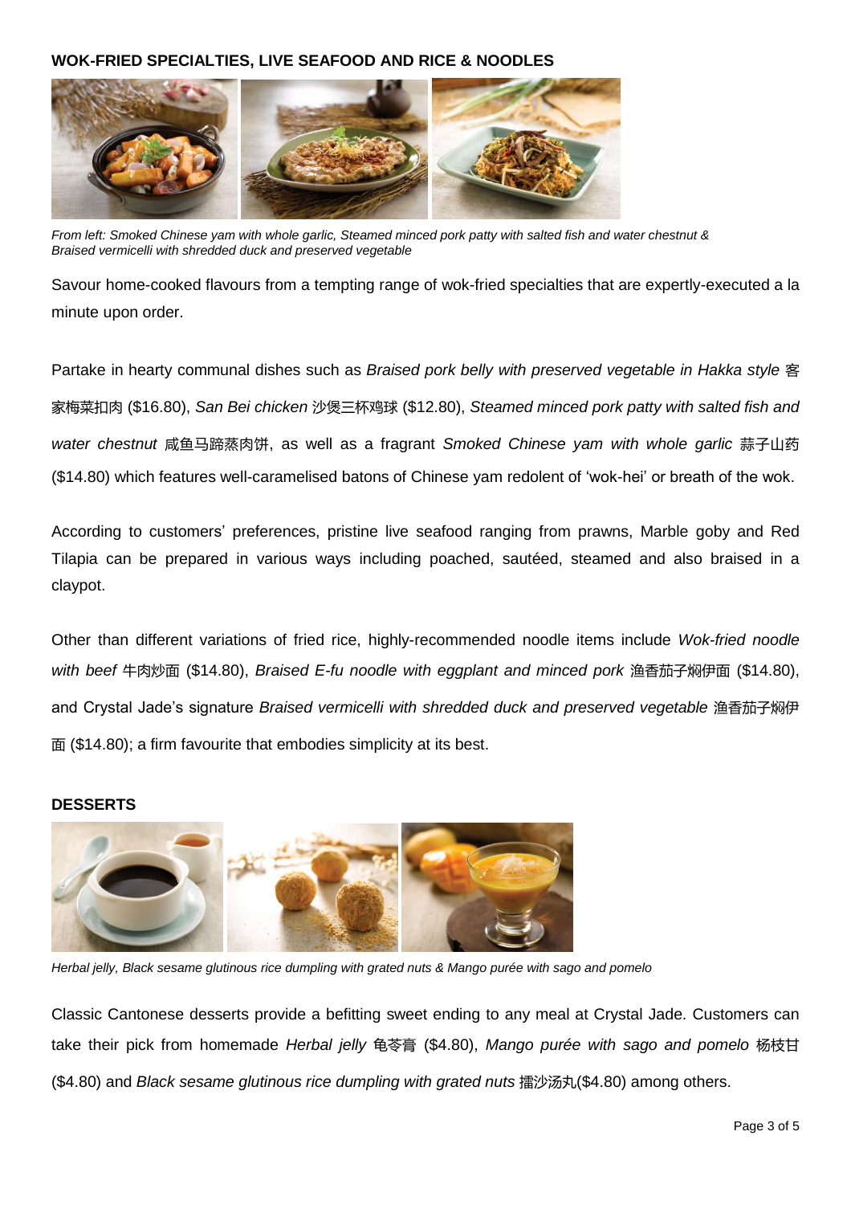## WOK-FRIED SPECIALTIES, LIVE SEAFOOD AND RICE & NOODLES

*From left: Smoked Chinese yam with whole garlic, Steamed minced pork patty with salted fish and water chestnut & Braised vermicelli with shredded duck and preserved vegetable*

Savour home-cooked flavours from a tempting range of wok-fried specialties that are expertly-executed a la minute upon order.

Partake in hearty communal dishes such as *Braised pork belly with preserved vegetable in Hakka style* 客家梅菜扣肉 ($16.80), *San Bei chicken* 沙煲三杯鸡球 ($12.80), *Steamed minced pork patty with salted fish and water chestnut* 咸鱼马蹄蒸肉饼, as well as a fragrant *Smoked Chinese yam with whole garlic* 蒜子山药 ($14.80) which features well-caramelised batons of Chinese yam redolent of 'wok-hei' or breath of the wok.

According to customers' preferences, pristine live seafood ranging from prawns, Marble goby and Red Tilapia can be prepared in various ways including poached, sautéed, steamed and also braised in a claypot.

Other than different variations of fried rice, highly-recommended noodle items include *Wok-fried noodle with beef* 牛肉炒面 ($14.80), *Braised E-fu noodle with eggplant and minced pork* 渔香茄子焖伊面 ($14.80), and Crystal Jade's signature *Braised vermicelli with shredded duck and preserved vegetable* 渔香茄子焖伊面 ($14.80); a firm favourite that embodies simplicity at its best.

## DESSERTS

*Herbal jelly, Black sesame glutinous rice dumpling with grated nuts & Mango purée with sago and pomelo*

Classic Cantonese desserts provide a befitting sweet ending to any meal at Crystal Jade. Customers can take their pick from homemade *Herbal jelly* 龟苓膏 ($4.80), *Mango purée with sago and pomelo* 杨枝甘 ($4.80) and *Black sesame glutinous rice dumpling with grated nuts* 擂沙汤丸($4.80) among others.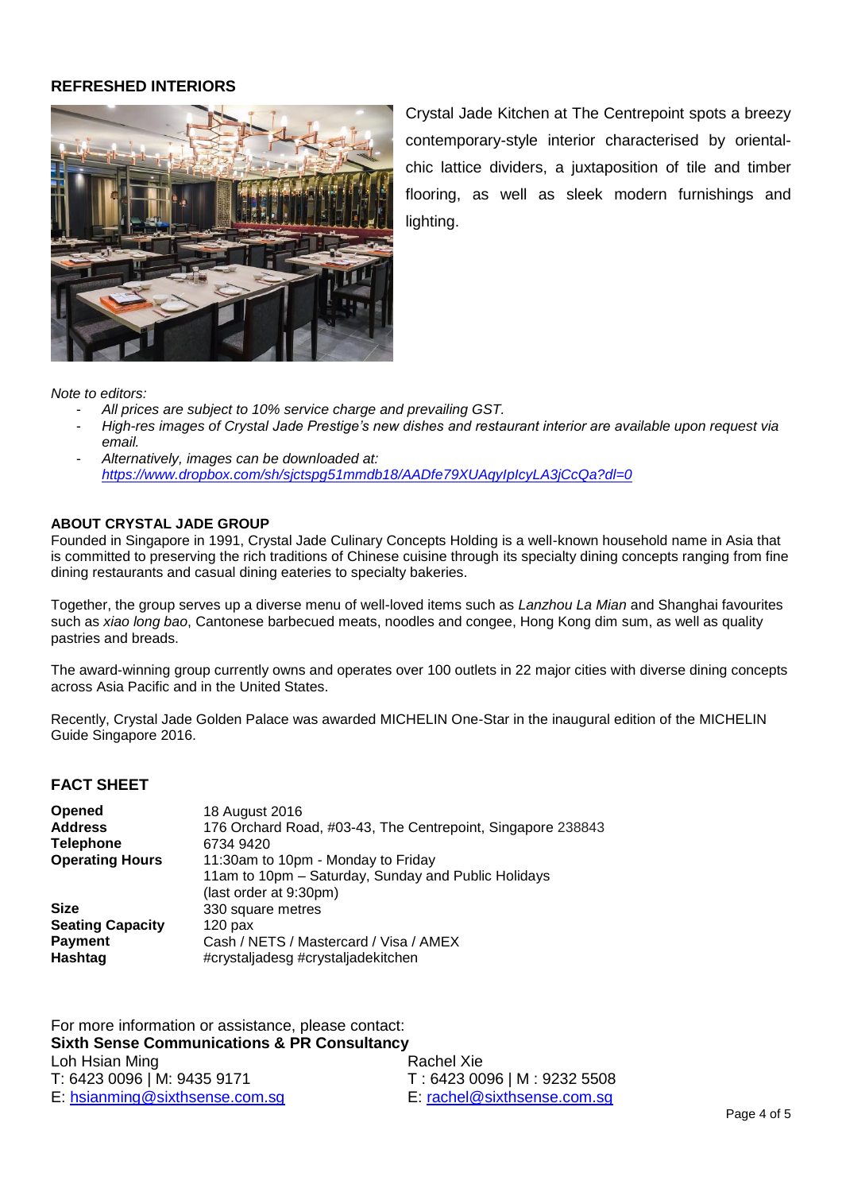## REFRESHED INTERIORS

Crystal Jade Kitchen at The Centrepoint spots a breezy contemporary-style interior characterised by oriental-chic lattice dividers, a juxtaposition of tile and timber flooring, as well as sleek modern furnishings and lighting.

*Note to editors:*

- *All prices are subject to 10% service charge and prevailing GST.*
- *High-res images of Crystal Jade Prestige's new dishes and restaurant interior are available upon request via email.*
- *Alternatively, images can be downloaded at:* *https://www.dropbox.com/sh/sjctspg51mmdb18/AADfe79XUAqyIpIcyLA3jCcQa?dl=0*

## ABOUT CRYSTAL JADE GROUP

Founded in Singapore in 1991, Crystal Jade Culinary Concepts Holding is a well-known household name in Asia that is committed to preserving the rich traditions of Chinese cuisine through its specialty dining concepts ranging from fine dining restaurants and casual dining eateries to specialty bakeries.

Together, the group serves up a diverse menu of well-loved items such as *Lanzhou La Mian* and Shanghai favourites such as *xiao long bao*, Cantonese barbecued meats, noodles and congee, Hong Kong dim sum, as well as quality pastries and breads.

The award-winning group currently owns and operates over 100 outlets in 22 major cities with diverse dining concepts across Asia Pacific and in the United States.

Recently, Crystal Jade Golden Palace was awarded MICHELIN One-Star in the inaugural edition of the MICHELIN Guide Singapore 2016.

## FACT SHEET

| | |
|---|---|
| **Opened** | 18 August 2016 |
| **Address** | 176 Orchard Road, #03-43, The Centrepoint, Singapore 238843 |
| **Telephone** | 6734 9420 |
| **Operating Hours** | 11:30am to 10pm - Monday to Friday<br>11am to 10pm – Saturday, Sunday and Public Holidays<br>(last order at 9:30pm) |
| **Size** | 330 square metres |
| **Seating Capacity** | 120 pax |
| **Payment** | Cash / NETS / Mastercard / Visa / AMEX |
| **Hashtag** | #crystaljadesg #crystaljadekitchen |

For more information or assistance, please contact:
**Sixth Sense Communications & PR Consultancy**

Loh Hsian Ming
T: 6423 0096 | M: 9435 9171
E: hsianming@sixthsense.com.sg

Rachel Xie
T : 6423 0096 | M : 9232 5508
E: rachel@sixthsense.com.sg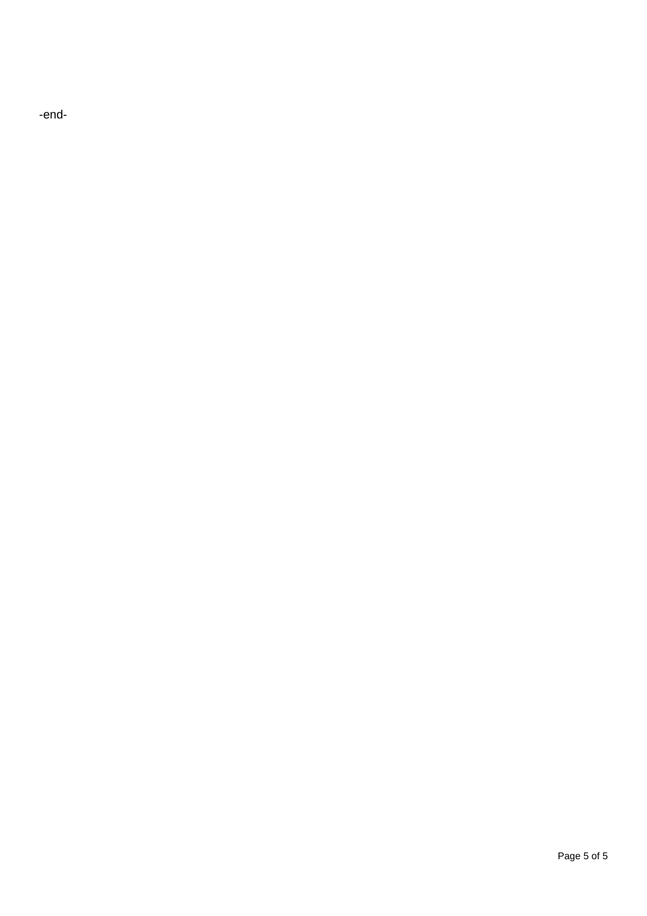-end-